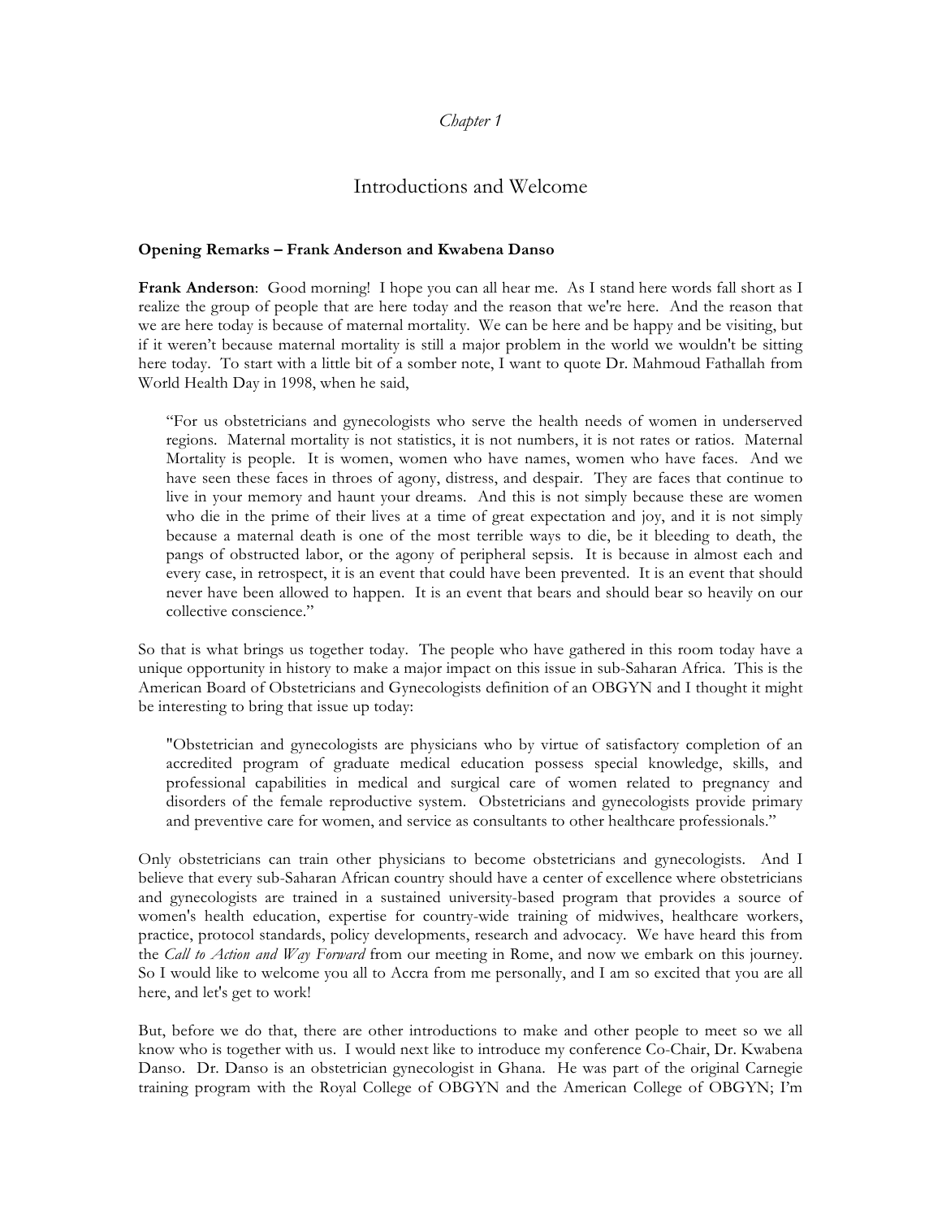*Chapter 1*

# Introductions and Welcome

**Opening Remarks – Frank Anderson and Kwabena Danso**

**Frank Anderson**: Good morning! I hope you can all hear me. As I stand here words fall short as I realize the group of people that are here today and the reason that we're here. And the reason that we are here today is because of maternal mortality. We can be here and be happy and be visiting, but if it weren't because maternal mortality is still a major problem in the world we wouldn't be sitting here today. To start with a little bit of a somber note, I want to quote Dr. Mahmoud Fathallah from World Health Day in 1998, when he said,

> "For us obstetricians and gynecologists who serve the health needs of women in underserved regions. Maternal mortality is not statistics, it is not numbers, it is not rates or ratios. Maternal Mortality is people. It is women, women who have names, women who have faces. And we have seen these faces in throes of agony, distress, and despair. They are faces that continue to live in your memory and haunt your dreams. And this is not simply because these are women who die in the prime of their lives at a time of great expectation and joy, and it is not simply because a maternal death is one of the most terrible ways to die, be it bleeding to death, the pangs of obstructed labor, or the agony of peripheral sepsis. It is because in almost each and every case, in retrospect, it is an event that could have been prevented. It is an event that should never have been allowed to happen. It is an event that bears and should bear so heavily on our collective conscience."

So that is what brings us together today. The people who have gathered in this room today have a unique opportunity in history to make a major impact on this issue in sub-Saharan Africa. This is the American Board of Obstetricians and Gynecologists definition of an OBGYN and I thought it might be interesting to bring that issue up today:

> "Obstetrician and gynecologists are physicians who by virtue of satisfactory completion of an accredited program of graduate medical education possess special knowledge, skills, and professional capabilities in medical and surgical care of women related to pregnancy and disorders of the female reproductive system. Obstetricians and gynecologists provide primary and preventive care for women, and service as consultants to other healthcare professionals."

Only obstetricians can train other physicians to become obstetricians and gynecologists. And I believe that every sub-Saharan African country should have a center of excellence where obstetricians and gynecologists are trained in a sustained university-based program that provides a source of women's health education, expertise for country-wide training of midwives, healthcare workers, practice, protocol standards, policy developments, research and advocacy. We have heard this from the *Call to Action and Way Forward* from our meeting in Rome, and now we embark on this journey. So I would like to welcome you all to Accra from me personally, and I am so excited that you are all here, and let's get to work!

But, before we do that, there are other introductions to make and other people to meet so we all know who is together with us. I would next like to introduce my conference Co-Chair, Dr. Kwabena Danso. Dr. Danso is an obstetrician gynecologist in Ghana. He was part of the original Carnegie training program with the Royal College of OBGYN and the American College of OBGYN; I'm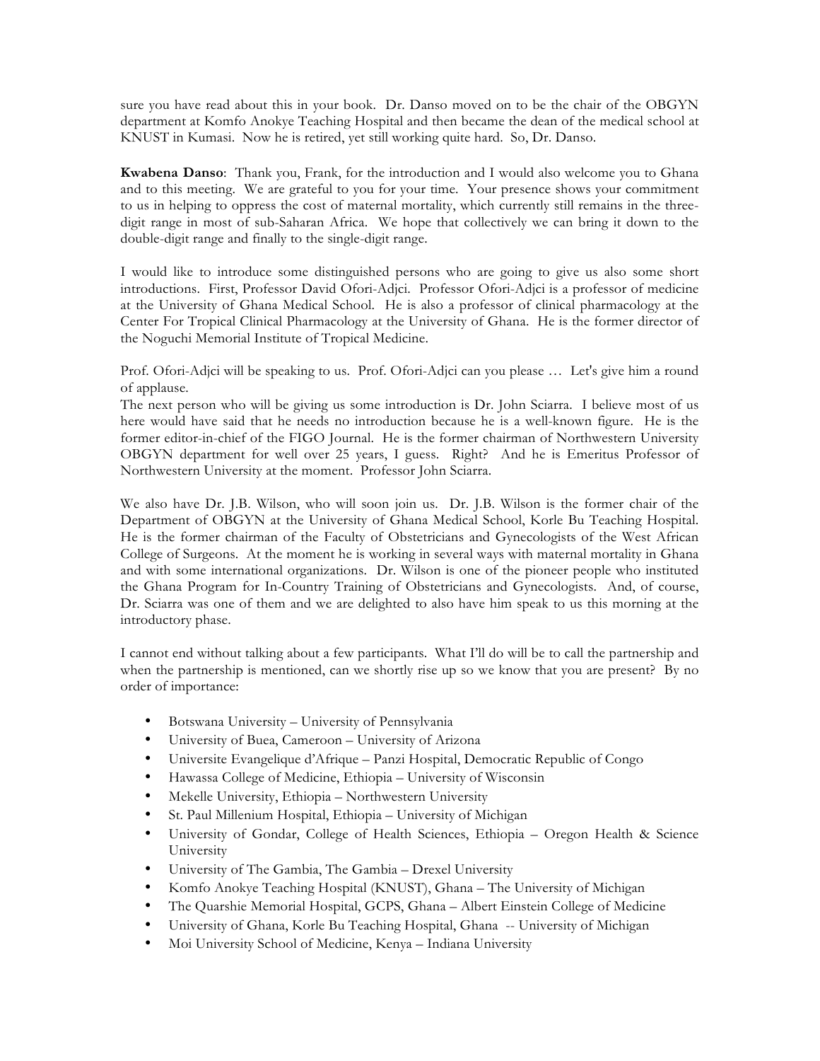sure you have read about this in your book. Dr. Danso moved on to be the chair of the OBGYN department at Komfo Anokye Teaching Hospital and then became the dean of the medical school at KNUST in Kumasi. Now he is retired, yet still working quite hard. So, Dr. Danso.

**Kwabena Danso**: Thank you, Frank, for the introduction and I would also welcome you to Ghana and to this meeting. We are grateful to you for your time. Your presence shows your commitment to us in helping to oppress the cost of maternal mortality, which currently still remains in the three-digit range in most of sub-Saharan Africa. We hope that collectively we can bring it down to the double-digit range and finally to the single-digit range.

I would like to introduce some distinguished persons who are going to give us also some short introductions. First, Professor David Ofori-Adjci. Professor Ofori-Adjci is a professor of medicine at the University of Ghana Medical School. He is also a professor of clinical pharmacology at the Center For Tropical Clinical Pharmacology at the University of Ghana. He is the former director of the Noguchi Memorial Institute of Tropical Medicine.

Prof. Ofori-Adjci will be speaking to us. Prof. Ofori-Adjci can you please … Let's give him a round of applause.

The next person who will be giving us some introduction is Dr. John Sciarra. I believe most of us here would have said that he needs no introduction because he is a well-known figure. He is the former editor-in-chief of the FIGO Journal. He is the former chairman of Northwestern University OBGYN department for well over 25 years, I guess. Right? And he is Emeritus Professor of Northwestern University at the moment. Professor John Sciarra.

We also have Dr. J.B. Wilson, who will soon join us. Dr. J.B. Wilson is the former chair of the Department of OBGYN at the University of Ghana Medical School, Korle Bu Teaching Hospital. He is the former chairman of the Faculty of Obstetricians and Gynecologists of the West African College of Surgeons. At the moment he is working in several ways with maternal mortality in Ghana and with some international organizations. Dr. Wilson is one of the pioneer people who instituted the Ghana Program for In-Country Training of Obstetricians and Gynecologists. And, of course, Dr. Sciarra was one of them and we are delighted to also have him speak to us this morning at the introductory phase.

I cannot end without talking about a few participants. What I'll do will be to call the partnership and when the partnership is mentioned, can we shortly rise up so we know that you are present? By no order of importance:

- Botswana University – University of Pennsylvania
- University of Buea, Cameroon – University of Arizona
- Universite Evangelique d'Afrique – Panzi Hospital, Democratic Republic of Congo
- Hawassa College of Medicine, Ethiopia – University of Wisconsin
- Mekelle University, Ethiopia – Northwestern University
- St. Paul Millenium Hospital, Ethiopia – University of Michigan
- University of Gondar, College of Health Sciences, Ethiopia – Oregon Health & Science University
- University of The Gambia, The Gambia – Drexel University
- Komfo Anokye Teaching Hospital (KNUST), Ghana – The University of Michigan
- The Quarshie Memorial Hospital, GCPS, Ghana – Albert Einstein College of Medicine
- University of Ghana, Korle Bu Teaching Hospital, Ghana -- University of Michigan
- Moi University School of Medicine, Kenya – Indiana University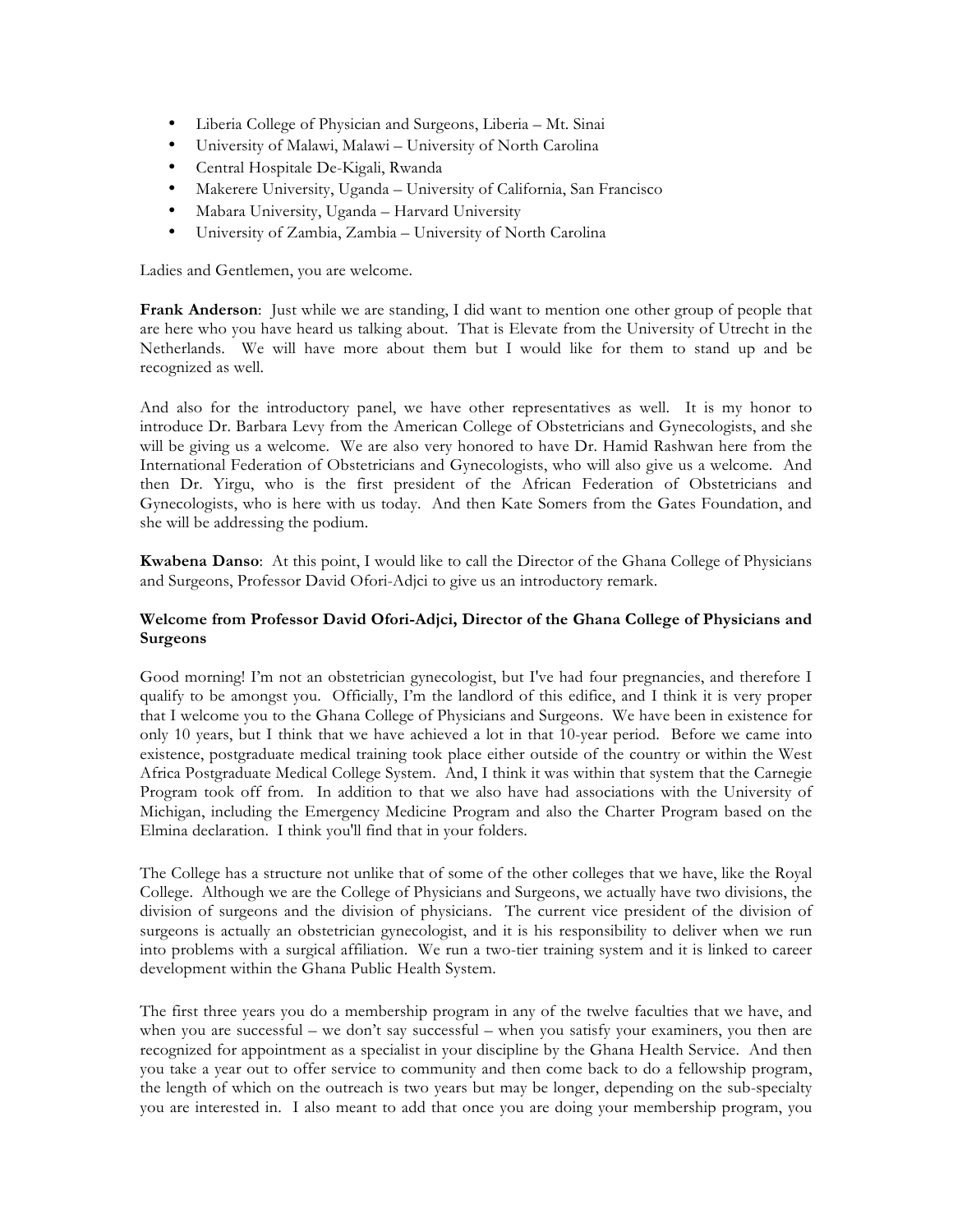- Liberia College of Physician and Surgeons, Liberia – Mt. Sinai
- University of Malawi, Malawi – University of North Carolina
- Central Hospitale De-Kigali, Rwanda
- Makerere University, Uganda – University of California, San Francisco
- Mabara University, Uganda – Harvard University
- University of Zambia, Zambia – University of North Carolina

Ladies and Gentlemen, you are welcome.

**Frank Anderson**: Just while we are standing, I did want to mention one other group of people that are here who you have heard us talking about. That is Elevate from the University of Utrecht in the Netherlands. We will have more about them but I would like for them to stand up and be recognized as well.

And also for the introductory panel, we have other representatives as well. It is my honor to introduce Dr. Barbara Levy from the American College of Obstetricians and Gynecologists, and she will be giving us a welcome. We are also very honored to have Dr. Hamid Rashwan here from the International Federation of Obstetricians and Gynecologists, who will also give us a welcome. And then Dr. Yirgu, who is the first president of the African Federation of Obstetricians and Gynecologists, who is here with us today. And then Kate Somers from the Gates Foundation, and she will be addressing the podium.

**Kwabena Danso**: At this point, I would like to call the Director of the Ghana College of Physicians and Surgeons, Professor David Ofori-Adjci to give us an introductory remark.

**Welcome from Professor David Ofori-Adjci, Director of the Ghana College of Physicians and Surgeons**

Good morning! I'm not an obstetrician gynecologist, but I've had four pregnancies, and therefore I qualify to be amongst you. Officially, I'm the landlord of this edifice, and I think it is very proper that I welcome you to the Ghana College of Physicians and Surgeons. We have been in existence for only 10 years, but I think that we have achieved a lot in that 10-year period. Before we came into existence, postgraduate medical training took place either outside of the country or within the West Africa Postgraduate Medical College System. And, I think it was within that system that the Carnegie Program took off from. In addition to that we also have had associations with the University of Michigan, including the Emergency Medicine Program and also the Charter Program based on the Elmina declaration. I think you'll find that in your folders.

The College has a structure not unlike that of some of the other colleges that we have, like the Royal College. Although we are the College of Physicians and Surgeons, we actually have two divisions, the division of surgeons and the division of physicians. The current vice president of the division of surgeons is actually an obstetrician gynecologist, and it is his responsibility to deliver when we run into problems with a surgical affiliation. We run a two-tier training system and it is linked to career development within the Ghana Public Health System.

The first three years you do a membership program in any of the twelve faculties that we have, and when you are successful – we don't say successful – when you satisfy your examiners, you then are recognized for appointment as a specialist in your discipline by the Ghana Health Service. And then you take a year out to offer service to community and then come back to do a fellowship program, the length of which on the outreach is two years but may be longer, depending on the sub-specialty you are interested in. I also meant to add that once you are doing your membership program, you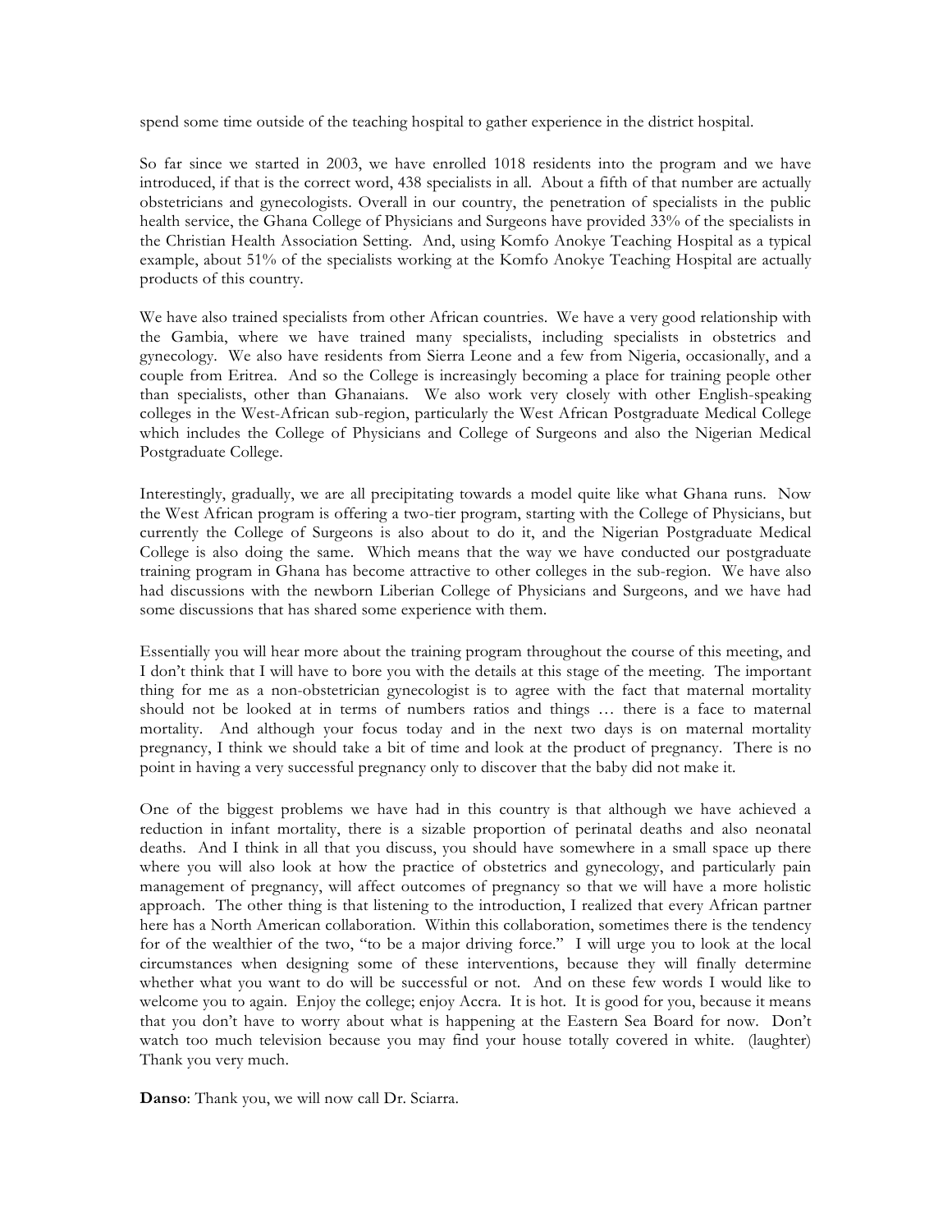spend some time outside of the teaching hospital to gather experience in the district hospital.

So far since we started in 2003, we have enrolled 1018 residents into the program and we have introduced, if that is the correct word, 438 specialists in all. About a fifth of that number are actually obstetricians and gynecologists. Overall in our country, the penetration of specialists in the public health service, the Ghana College of Physicians and Surgeons have provided 33% of the specialists in the Christian Health Association Setting. And, using Komfo Anokye Teaching Hospital as a typical example, about 51% of the specialists working at the Komfo Anokye Teaching Hospital are actually products of this country.

We have also trained specialists from other African countries. We have a very good relationship with the Gambia, where we have trained many specialists, including specialists in obstetrics and gynecology. We also have residents from Sierra Leone and a few from Nigeria, occasionally, and a couple from Eritrea. And so the College is increasingly becoming a place for training people other than specialists, other than Ghanaians. We also work very closely with other English-speaking colleges in the West-African sub-region, particularly the West African Postgraduate Medical College which includes the College of Physicians and College of Surgeons and also the Nigerian Medical Postgraduate College.

Interestingly, gradually, we are all precipitating towards a model quite like what Ghana runs. Now the West African program is offering a two-tier program, starting with the College of Physicians, but currently the College of Surgeons is also about to do it, and the Nigerian Postgraduate Medical College is also doing the same. Which means that the way we have conducted our postgraduate training program in Ghana has become attractive to other colleges in the sub-region. We have also had discussions with the newborn Liberian College of Physicians and Surgeons, and we have had some discussions that has shared some experience with them.

Essentially you will hear more about the training program throughout the course of this meeting, and I don't think that I will have to bore you with the details at this stage of the meeting. The important thing for me as a non-obstetrician gynecologist is to agree with the fact that maternal mortality should not be looked at in terms of numbers ratios and things … there is a face to maternal mortality. And although your focus today and in the next two days is on maternal mortality pregnancy, I think we should take a bit of time and look at the product of pregnancy. There is no point in having a very successful pregnancy only to discover that the baby did not make it.

One of the biggest problems we have had in this country is that although we have achieved a reduction in infant mortality, there is a sizable proportion of perinatal deaths and also neonatal deaths. And I think in all that you discuss, you should have somewhere in a small space up there where you will also look at how the practice of obstetrics and gynecology, and particularly pain management of pregnancy, will affect outcomes of pregnancy so that we will have a more holistic approach. The other thing is that listening to the introduction, I realized that every African partner here has a North American collaboration. Within this collaboration, sometimes there is the tendency for of the wealthier of the two, "to be a major driving force." I will urge you to look at the local circumstances when designing some of these interventions, because they will finally determine whether what you want to do will be successful or not. And on these few words I would like to welcome you to again. Enjoy the college; enjoy Accra. It is hot. It is good for you, because it means that you don't have to worry about what is happening at the Eastern Sea Board for now. Don't watch too much television because you may find your house totally covered in white. (laughter) Thank you very much.

**Danso**: Thank you, we will now call Dr. Sciarra.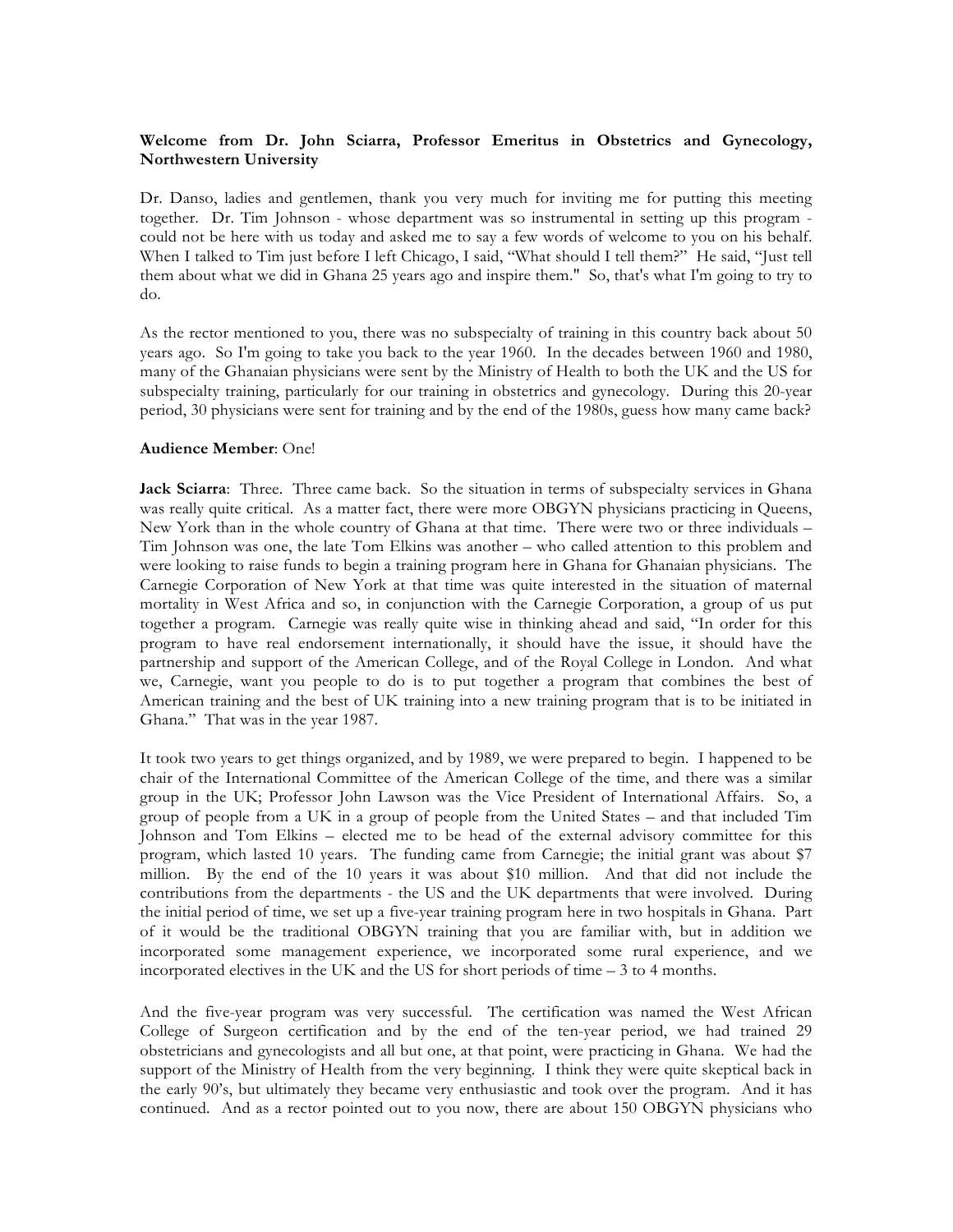**Welcome from Dr. John Sciarra, Professor Emeritus in Obstetrics and Gynecology, Northwestern University**

Dr. Danso, ladies and gentlemen, thank you very much for inviting me for putting this meeting together. Dr. Tim Johnson - whose department was so instrumental in setting up this program - could not be here with us today and asked me to say a few words of welcome to you on his behalf. When I talked to Tim just before I left Chicago, I said, "What should I tell them?" He said, "Just tell them about what we did in Ghana 25 years ago and inspire them." So, that's what I'm going to try to do.

As the rector mentioned to you, there was no subspecialty of training in this country back about 50 years ago. So I'm going to take you back to the year 1960. In the decades between 1960 and 1980, many of the Ghanaian physicians were sent by the Ministry of Health to both the UK and the US for subspecialty training, particularly for our training in obstetrics and gynecology. During this 20-year period, 30 physicians were sent for training and by the end of the 1980s, guess how many came back?

**Audience Member**: One!

**Jack Sciarra**: Three. Three came back. So the situation in terms of subspecialty services in Ghana was really quite critical. As a matter fact, there were more OBGYN physicians practicing in Queens, New York than in the whole country of Ghana at that time. There were two or three individuals – Tim Johnson was one, the late Tom Elkins was another – who called attention to this problem and were looking to raise funds to begin a training program here in Ghana for Ghanaian physicians. The Carnegie Corporation of New York at that time was quite interested in the situation of maternal mortality in West Africa and so, in conjunction with the Carnegie Corporation, a group of us put together a program. Carnegie was really quite wise in thinking ahead and said, "In order for this program to have real endorsement internationally, it should have the issue, it should have the partnership and support of the American College, and of the Royal College in London. And what we, Carnegie, want you people to do is to put together a program that combines the best of American training and the best of UK training into a new training program that is to be initiated in Ghana." That was in the year 1987.

It took two years to get things organized, and by 1989, we were prepared to begin. I happened to be chair of the International Committee of the American College of the time, and there was a similar group in the UK; Professor John Lawson was the Vice President of International Affairs. So, a group of people from a UK in a group of people from the United States – and that included Tim Johnson and Tom Elkins – elected me to be head of the external advisory committee for this program, which lasted 10 years. The funding came from Carnegie; the initial grant was about $7 million. By the end of the 10 years it was about $10 million. And that did not include the contributions from the departments - the US and the UK departments that were involved. During the initial period of time, we set up a five-year training program here in two hospitals in Ghana. Part of it would be the traditional OBGYN training that you are familiar with, but in addition we incorporated some management experience, we incorporated some rural experience, and we incorporated electives in the UK and the US for short periods of time – 3 to 4 months.

And the five-year program was very successful. The certification was named the West African College of Surgeon certification and by the end of the ten-year period, we had trained 29 obstetricians and gynecologists and all but one, at that point, were practicing in Ghana. We had the support of the Ministry of Health from the very beginning. I think they were quite skeptical back in the early 90's, but ultimately they became very enthusiastic and took over the program. And it has continued. And as a rector pointed out to you now, there are about 150 OBGYN physicians who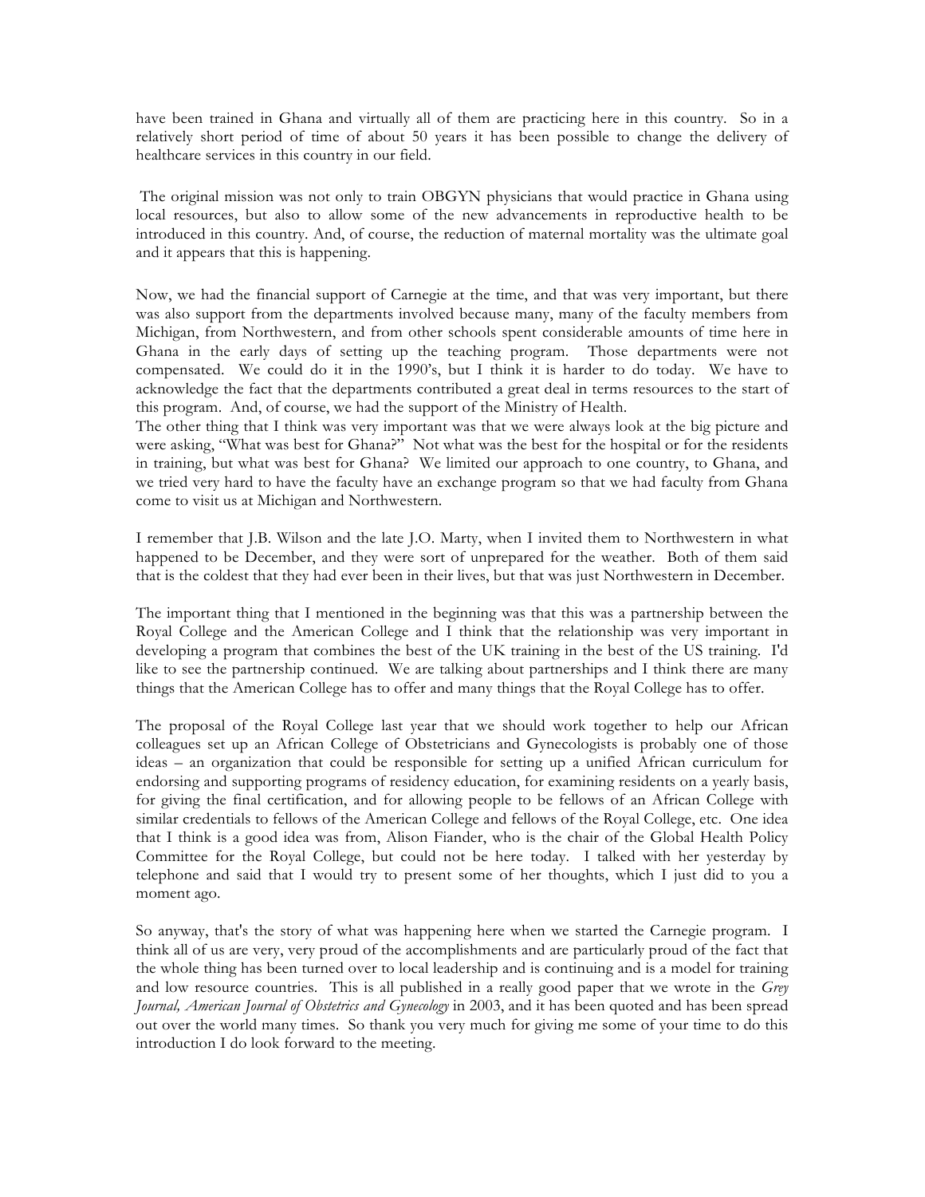have been trained in Ghana and virtually all of them are practicing here in this country. So in a relatively short period of time of about 50 years it has been possible to change the delivery of healthcare services in this country in our field.

The original mission was not only to train OBGYN physicians that would practice in Ghana using local resources, but also to allow some of the new advancements in reproductive health to be introduced in this country. And, of course, the reduction of maternal mortality was the ultimate goal and it appears that this is happening.

Now, we had the financial support of Carnegie at the time, and that was very important, but there was also support from the departments involved because many, many of the faculty members from Michigan, from Northwestern, and from other schools spent considerable amounts of time here in Ghana in the early days of setting up the teaching program. Those departments were not compensated. We could do it in the 1990's, but I think it is harder to do today. We have to acknowledge the fact that the departments contributed a great deal in terms resources to the start of this program. And, of course, we had the support of the Ministry of Health.

The other thing that I think was very important was that we were always look at the big picture and were asking, "What was best for Ghana?" Not what was the best for the hospital or for the residents in training, but what was best for Ghana? We limited our approach to one country, to Ghana, and we tried very hard to have the faculty have an exchange program so that we had faculty from Ghana come to visit us at Michigan and Northwestern.

I remember that J.B. Wilson and the late J.O. Marty, when I invited them to Northwestern in what happened to be December, and they were sort of unprepared for the weather. Both of them said that is the coldest that they had ever been in their lives, but that was just Northwestern in December.

The important thing that I mentioned in the beginning was that this was a partnership between the Royal College and the American College and I think that the relationship was very important in developing a program that combines the best of the UK training in the best of the US training. I'd like to see the partnership continued. We are talking about partnerships and I think there are many things that the American College has to offer and many things that the Royal College has to offer.

The proposal of the Royal College last year that we should work together to help our African colleagues set up an African College of Obstetricians and Gynecologists is probably one of those ideas – an organization that could be responsible for setting up a unified African curriculum for endorsing and supporting programs of residency education, for examining residents on a yearly basis, for giving the final certification, and for allowing people to be fellows of an African College with similar credentials to fellows of the American College and fellows of the Royal College, etc. One idea that I think is a good idea was from, Alison Fiander, who is the chair of the Global Health Policy Committee for the Royal College, but could not be here today. I talked with her yesterday by telephone and said that I would try to present some of her thoughts, which I just did to you a moment ago.

So anyway, that's the story of what was happening here when we started the Carnegie program. I think all of us are very, very proud of the accomplishments and are particularly proud of the fact that the whole thing has been turned over to local leadership and is continuing and is a model for training and low resource countries. This is all published in a really good paper that we wrote in the *Grey Journal, American Journal of Obstetrics and Gynecology* in 2003, and it has been quoted and has been spread out over the world many times. So thank you very much for giving me some of your time to do this introduction I do look forward to the meeting.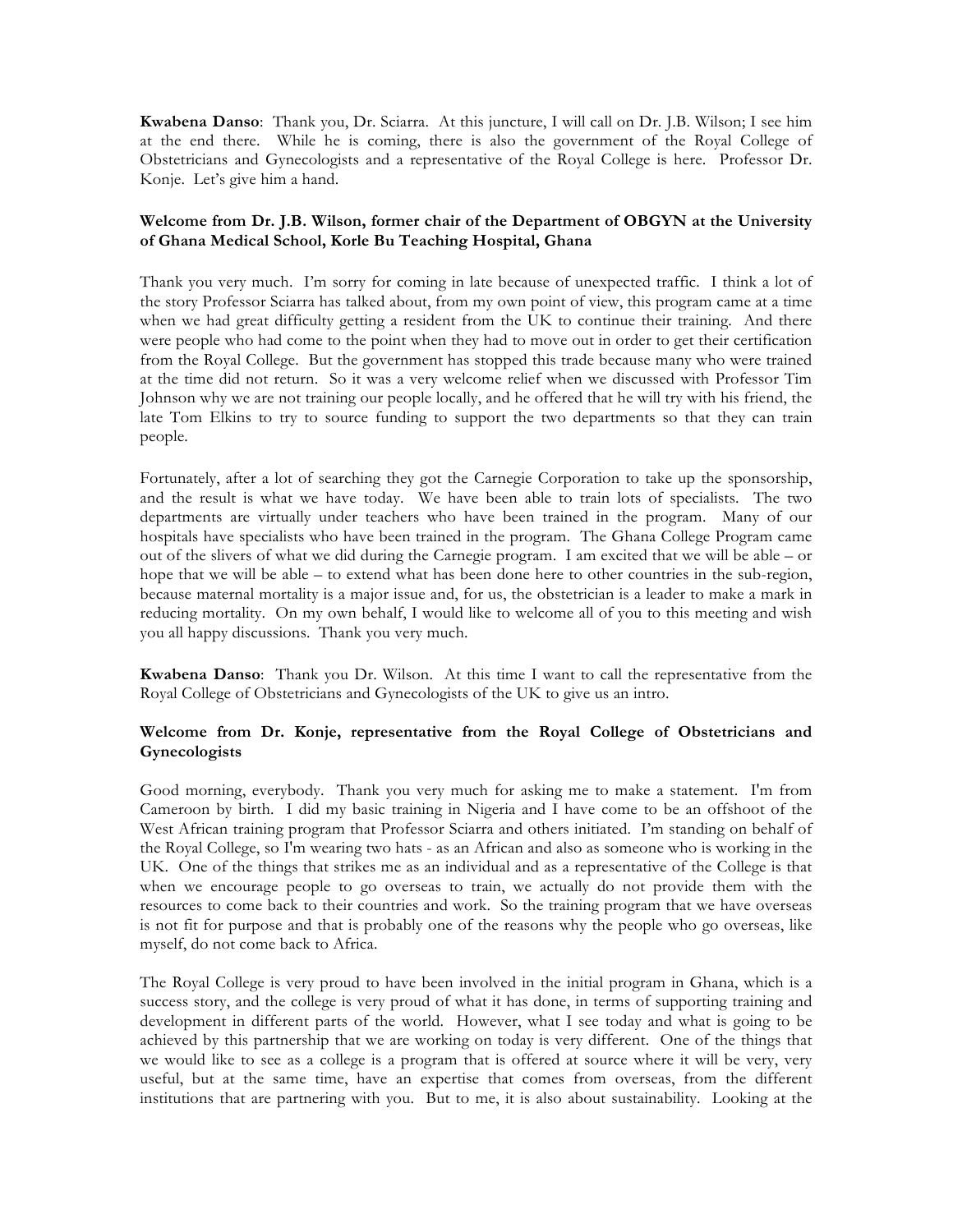**Kwabena Danso**: Thank you, Dr. Sciarra. At this juncture, I will call on Dr. J.B. Wilson; I see him at the end there. While he is coming, there is also the government of the Royal College of Obstetricians and Gynecologists and a representative of the Royal College is here. Professor Dr. Konje. Let's give him a hand.

**Welcome from Dr. J.B. Wilson, former chair of the Department of OBGYN at the University of Ghana Medical School, Korle Bu Teaching Hospital, Ghana**

Thank you very much. I'm sorry for coming in late because of unexpected traffic. I think a lot of the story Professor Sciarra has talked about, from my own point of view, this program came at a time when we had great difficulty getting a resident from the UK to continue their training. And there were people who had come to the point when they had to move out in order to get their certification from the Royal College. But the government has stopped this trade because many who were trained at the time did not return. So it was a very welcome relief when we discussed with Professor Tim Johnson why we are not training our people locally, and he offered that he will try with his friend, the late Tom Elkins to try to source funding to support the two departments so that they can train people.

Fortunately, after a lot of searching they got the Carnegie Corporation to take up the sponsorship, and the result is what we have today. We have been able to train lots of specialists. The two departments are virtually under teachers who have been trained in the program. Many of our hospitals have specialists who have been trained in the program. The Ghana College Program came out of the slivers of what we did during the Carnegie program. I am excited that we will be able – or hope that we will be able – to extend what has been done here to other countries in the sub-region, because maternal mortality is a major issue and, for us, the obstetrician is a leader to make a mark in reducing mortality. On my own behalf, I would like to welcome all of you to this meeting and wish you all happy discussions. Thank you very much.

**Kwabena Danso**: Thank you Dr. Wilson. At this time I want to call the representative from the Royal College of Obstetricians and Gynecologists of the UK to give us an intro.

**Welcome from Dr. Konje, representative from the Royal College of Obstetricians and Gynecologists**

Good morning, everybody. Thank you very much for asking me to make a statement. I'm from Cameroon by birth. I did my basic training in Nigeria and I have come to be an offshoot of the West African training program that Professor Sciarra and others initiated. I'm standing on behalf of the Royal College, so I'm wearing two hats - as an African and also as someone who is working in the UK. One of the things that strikes me as an individual and as a representative of the College is that when we encourage people to go overseas to train, we actually do not provide them with the resources to come back to their countries and work. So the training program that we have overseas is not fit for purpose and that is probably one of the reasons why the people who go overseas, like myself, do not come back to Africa.

The Royal College is very proud to have been involved in the initial program in Ghana, which is a success story, and the college is very proud of what it has done, in terms of supporting training and development in different parts of the world. However, what I see today and what is going to be achieved by this partnership that we are working on today is very different. One of the things that we would like to see as a college is a program that is offered at source where it will be very, very useful, but at the same time, have an expertise that comes from overseas, from the different institutions that are partnering with you. But to me, it is also about sustainability. Looking at the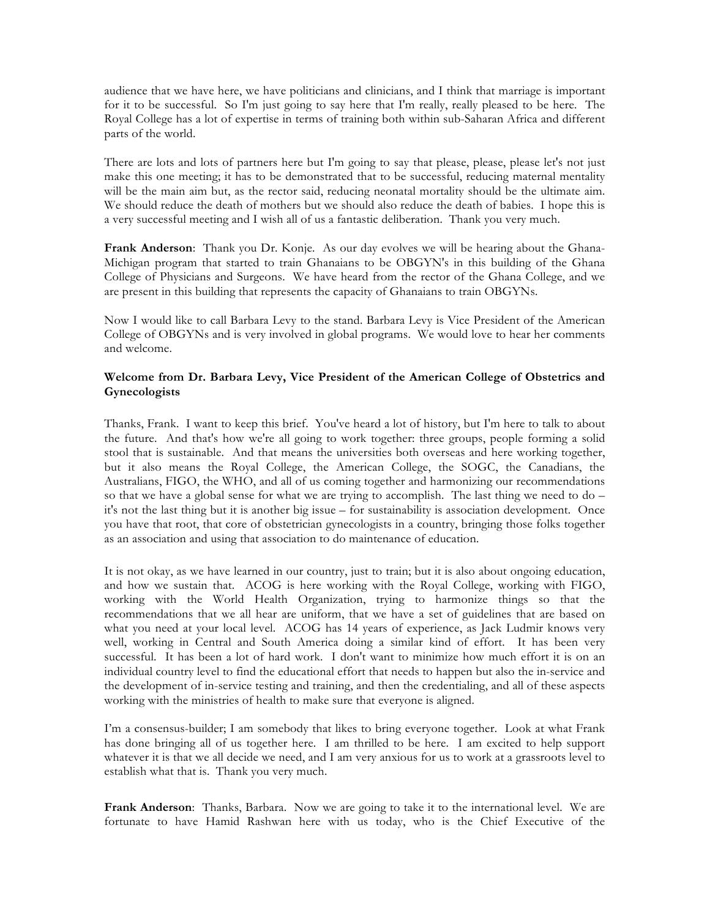audience that we have here, we have politicians and clinicians, and I think that marriage is important for it to be successful. So I'm just going to say here that I'm really, really pleased to be here. The Royal College has a lot of expertise in terms of training both within sub-Saharan Africa and different parts of the world.

There are lots and lots of partners here but I'm going to say that please, please, please let's not just make this one meeting; it has to be demonstrated that to be successful, reducing maternal mentality will be the main aim but, as the rector said, reducing neonatal mortality should be the ultimate aim. We should reduce the death of mothers but we should also reduce the death of babies. I hope this is a very successful meeting and I wish all of us a fantastic deliberation. Thank you very much.

**Frank Anderson**: Thank you Dr. Konje. As our day evolves we will be hearing about the Ghana-Michigan program that started to train Ghanaians to be OBGYN's in this building of the Ghana College of Physicians and Surgeons. We have heard from the rector of the Ghana College, and we are present in this building that represents the capacity of Ghanaians to train OBGYNs.

Now I would like to call Barbara Levy to the stand. Barbara Levy is Vice President of the American College of OBGYNs and is very involved in global programs. We would love to hear her comments and welcome.

**Welcome from Dr. Barbara Levy, Vice President of the American College of Obstetrics and Gynecologists**

Thanks, Frank. I want to keep this brief. You've heard a lot of history, but I'm here to talk to about the future. And that's how we're all going to work together: three groups, people forming a solid stool that is sustainable. And that means the universities both overseas and here working together, but it also means the Royal College, the American College, the SOGC, the Canadians, the Australians, FIGO, the WHO, and all of us coming together and harmonizing our recommendations so that we have a global sense for what we are trying to accomplish. The last thing we need to do – it's not the last thing but it is another big issue – for sustainability is association development. Once you have that root, that core of obstetrician gynecologists in a country, bringing those folks together as an association and using that association to do maintenance of education.

It is not okay, as we have learned in our country, just to train; but it is also about ongoing education, and how we sustain that. ACOG is here working with the Royal College, working with FIGO, working with the World Health Organization, trying to harmonize things so that the recommendations that we all hear are uniform, that we have a set of guidelines that are based on what you need at your local level. ACOG has 14 years of experience, as Jack Ludmir knows very well, working in Central and South America doing a similar kind of effort. It has been very successful. It has been a lot of hard work. I don't want to minimize how much effort it is on an individual country level to find the educational effort that needs to happen but also the in-service and the development of in-service testing and training, and then the credentialing, and all of these aspects working with the ministries of health to make sure that everyone is aligned.

I'm a consensus-builder; I am somebody that likes to bring everyone together. Look at what Frank has done bringing all of us together here. I am thrilled to be here. I am excited to help support whatever it is that we all decide we need, and I am very anxious for us to work at a grassroots level to establish what that is. Thank you very much.

**Frank Anderson**: Thanks, Barbara. Now we are going to take it to the international level. We are fortunate to have Hamid Rashwan here with us today, who is the Chief Executive of the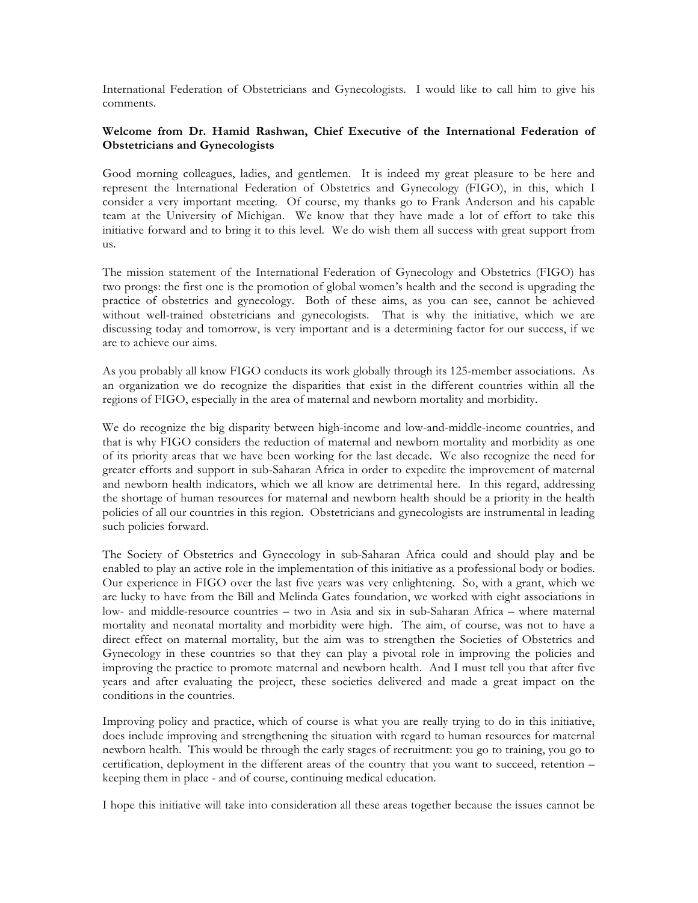International Federation of Obstetricians and Gynecologists. I would like to call him to give his comments.

**Welcome from Dr. Hamid Rashwan, Chief Executive of the International Federation of Obstetricians and Gynecologists**

Good morning colleagues, ladies, and gentlemen. It is indeed my great pleasure to be here and represent the International Federation of Obstetrics and Gynecology (FIGO), in this, which I consider a very important meeting. Of course, my thanks go to Frank Anderson and his capable team at the University of Michigan. We know that they have made a lot of effort to take this initiative forward and to bring it to this level. We do wish them all success with great support from us.

The mission statement of the International Federation of Gynecology and Obstetrics (FIGO) has two prongs: the first one is the promotion of global women's health and the second is upgrading the practice of obstetrics and gynecology. Both of these aims, as you can see, cannot be achieved without well-trained obstetricians and gynecologists. That is why the initiative, which we are discussing today and tomorrow, is very important and is a determining factor for our success, if we are to achieve our aims.

As you probably all know FIGO conducts its work globally through its 125-member associations. As an organization we do recognize the disparities that exist in the different countries within all the regions of FIGO, especially in the area of maternal and newborn mortality and morbidity.

We do recognize the big disparity between high-income and low-and-middle-income countries, and that is why FIGO considers the reduction of maternal and newborn mortality and morbidity as one of its priority areas that we have been working for the last decade. We also recognize the need for greater efforts and support in sub-Saharan Africa in order to expedite the improvement of maternal and newborn health indicators, which we all know are detrimental here. In this regard, addressing the shortage of human resources for maternal and newborn health should be a priority in the health policies of all our countries in this region. Obstetricians and gynecologists are instrumental in leading such policies forward.

The Society of Obstetrics and Gynecology in sub-Saharan Africa could and should play and be enabled to play an active role in the implementation of this initiative as a professional body or bodies. Our experience in FIGO over the last five years was very enlightening. So, with a grant, which we are lucky to have from the Bill and Melinda Gates foundation, we worked with eight associations in low- and middle-resource countries – two in Asia and six in sub-Saharan Africa – where maternal mortality and neonatal mortality and morbidity were high. The aim, of course, was not to have a direct effect on maternal mortality, but the aim was to strengthen the Societies of Obstetrics and Gynecology in these countries so that they can play a pivotal role in improving the policies and improving the practice to promote maternal and newborn health. And I must tell you that after five years and after evaluating the project, these societies delivered and made a great impact on the conditions in the countries.

Improving policy and practice, which of course is what you are really trying to do in this initiative, does include improving and strengthening the situation with regard to human resources for maternal newborn health. This would be through the early stages of recruitment: you go to training, you go to certification, deployment in the different areas of the country that you want to succeed, retention – keeping them in place - and of course, continuing medical education.

I hope this initiative will take into consideration all these areas together because the issues cannot be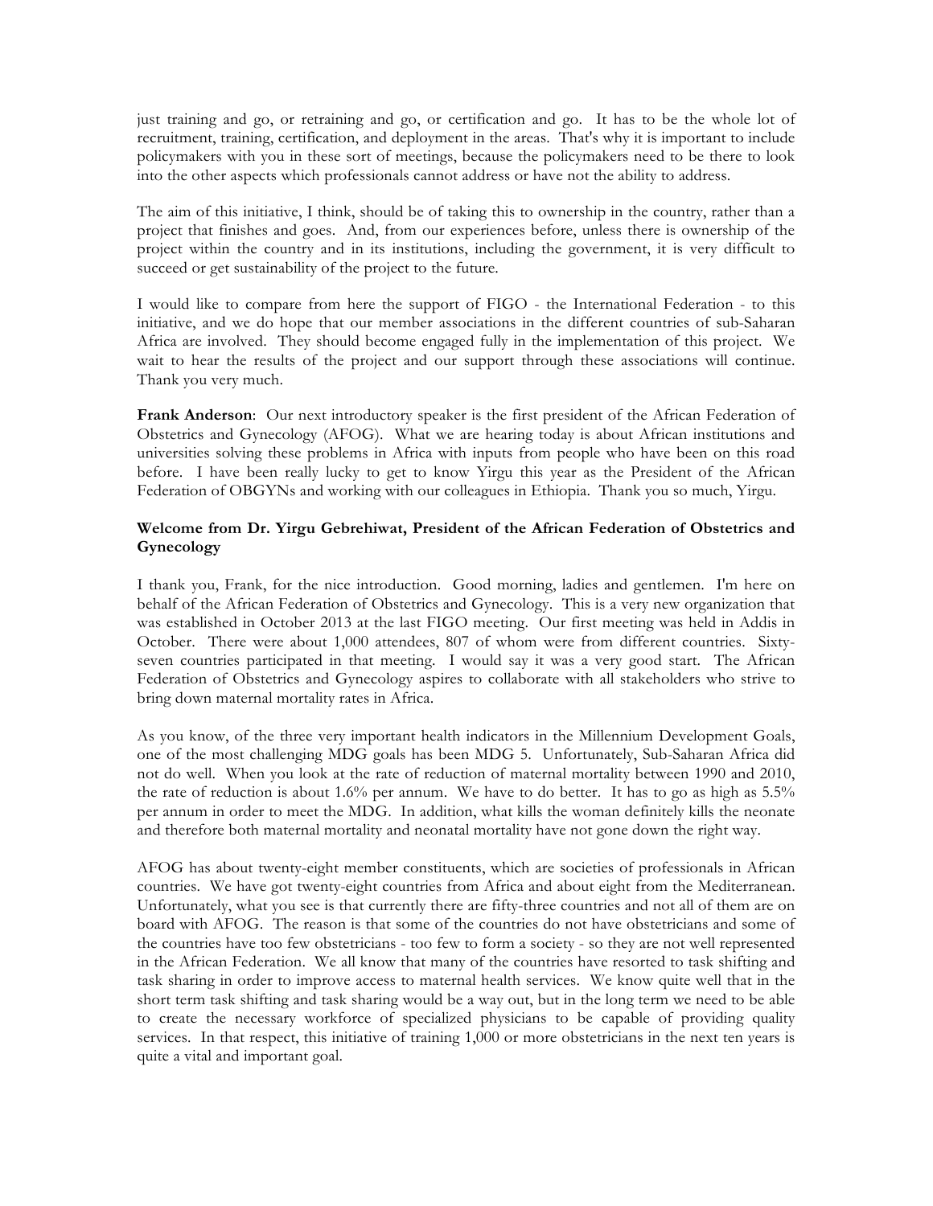just training and go, or retraining and go, or certification and go. It has to be the whole lot of recruitment, training, certification, and deployment in the areas. That's why it is important to include policymakers with you in these sort of meetings, because the policymakers need to be there to look into the other aspects which professionals cannot address or have not the ability to address.

The aim of this initiative, I think, should be of taking this to ownership in the country, rather than a project that finishes and goes. And, from our experiences before, unless there is ownership of the project within the country and in its institutions, including the government, it is very difficult to succeed or get sustainability of the project to the future.

I would like to compare from here the support of FIGO - the International Federation - to this initiative, and we do hope that our member associations in the different countries of sub-Saharan Africa are involved. They should become engaged fully in the implementation of this project. We wait to hear the results of the project and our support through these associations will continue. Thank you very much.

**Frank Anderson**: Our next introductory speaker is the first president of the African Federation of Obstetrics and Gynecology (AFOG). What we are hearing today is about African institutions and universities solving these problems in Africa with inputs from people who have been on this road before. I have been really lucky to get to know Yirgu this year as the President of the African Federation of OBGYNs and working with our colleagues in Ethiopia. Thank you so much, Yirgu.

**Welcome from Dr. Yirgu Gebrehiwat, President of the African Federation of Obstetrics and Gynecology**

I thank you, Frank, for the nice introduction. Good morning, ladies and gentlemen. I'm here on behalf of the African Federation of Obstetrics and Gynecology. This is a very new organization that was established in October 2013 at the last FIGO meeting. Our first meeting was held in Addis in October. There were about 1,000 attendees, 807 of whom were from different countries. Sixty-seven countries participated in that meeting. I would say it was a very good start. The African Federation of Obstetrics and Gynecology aspires to collaborate with all stakeholders who strive to bring down maternal mortality rates in Africa.

As you know, of the three very important health indicators in the Millennium Development Goals, one of the most challenging MDG goals has been MDG 5. Unfortunately, Sub-Saharan Africa did not do well. When you look at the rate of reduction of maternal mortality between 1990 and 2010, the rate of reduction is about 1.6% per annum. We have to do better. It has to go as high as 5.5% per annum in order to meet the MDG. In addition, what kills the woman definitely kills the neonate and therefore both maternal mortality and neonatal mortality have not gone down the right way.

AFOG has about twenty-eight member constituents, which are societies of professionals in African countries. We have got twenty-eight countries from Africa and about eight from the Mediterranean. Unfortunately, what you see is that currently there are fifty-three countries and not all of them are on board with AFOG. The reason is that some of the countries do not have obstetricians and some of the countries have too few obstetricians - too few to form a society - so they are not well represented in the African Federation. We all know that many of the countries have resorted to task shifting and task sharing in order to improve access to maternal health services. We know quite well that in the short term task shifting and task sharing would be a way out, but in the long term we need to be able to create the necessary workforce of specialized physicians to be capable of providing quality services. In that respect, this initiative of training 1,000 or more obstetricians in the next ten years is quite a vital and important goal.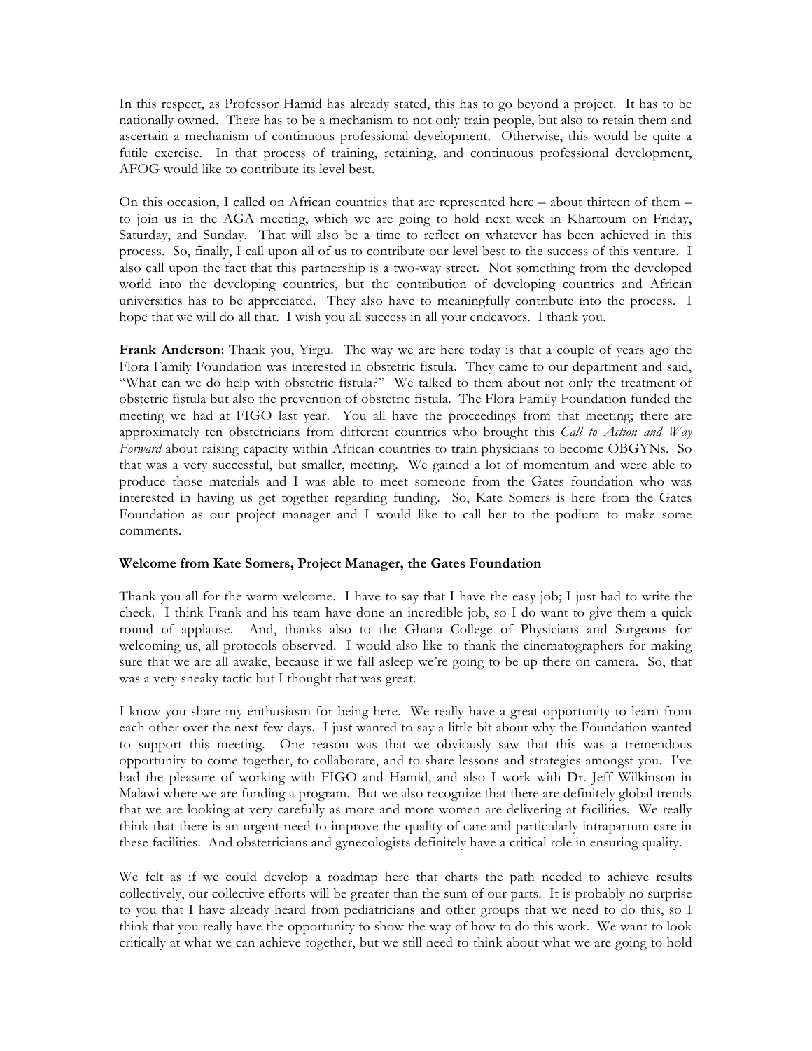In this respect, as Professor Hamid has already stated, this has to go beyond a project. It has to be nationally owned. There has to be a mechanism to not only train people, but also to retain them and ascertain a mechanism of continuous professional development. Otherwise, this would be quite a futile exercise. In that process of training, retaining, and continuous professional development, AFOG would like to contribute its level best.

On this occasion, I called on African countries that are represented here – about thirteen of them – to join us in the AGA meeting, which we are going to hold next week in Khartoum on Friday, Saturday, and Sunday. That will also be a time to reflect on whatever has been achieved in this process. So, finally, I call upon all of us to contribute our level best to the success of this venture. I also call upon the fact that this partnership is a two-way street. Not something from the developed world into the developing countries, but the contribution of developing countries and African universities has to be appreciated. They also have to meaningfully contribute into the process. I hope that we will do all that. I wish you all success in all your endeavors. I thank you.

**Frank Anderson**: Thank you, Yirgu. The way we are here today is that a couple of years ago the Flora Family Foundation was interested in obstetric fistula. They came to our department and said, "What can we do help with obstetric fistula?" We talked to them about not only the treatment of obstetric fistula but also the prevention of obstetric fistula. The Flora Family Foundation funded the meeting we had at FIGO last year. You all have the proceedings from that meeting; there are approximately ten obstetricians from different countries who brought this *Call to Action and Way Forward* about raising capacity within African countries to train physicians to become OBGYNs. So that was a very successful, but smaller, meeting. We gained a lot of momentum and were able to produce those materials and I was able to meet someone from the Gates foundation who was interested in having us get together regarding funding. So, Kate Somers is here from the Gates Foundation as our project manager and I would like to call her to the podium to make some comments.

**Welcome from Kate Somers, Project Manager, the Gates Foundation**

Thank you all for the warm welcome. I have to say that I have the easy job; I just had to write the check. I think Frank and his team have done an incredible job, so I do want to give them a quick round of applause. And, thanks also to the Ghana College of Physicians and Surgeons for welcoming us, all protocols observed. I would also like to thank the cinematographers for making sure that we are all awake, because if we fall asleep we're going to be up there on camera. So, that was a very sneaky tactic but I thought that was great.

I know you share my enthusiasm for being here. We really have a great opportunity to learn from each other over the next few days. I just wanted to say a little bit about why the Foundation wanted to support this meeting. One reason was that we obviously saw that this was a tremendous opportunity to come together, to collaborate, and to share lessons and strategies amongst you. I've had the pleasure of working with FIGO and Hamid, and also I work with Dr. Jeff Wilkinson in Malawi where we are funding a program. But we also recognize that there are definitely global trends that we are looking at very carefully as more and more women are delivering at facilities. We really think that there is an urgent need to improve the quality of care and particularly intrapartum care in these facilities. And obstetricians and gynecologists definitely have a critical role in ensuring quality.

We felt as if we could develop a roadmap here that charts the path needed to achieve results collectively, our collective efforts will be greater than the sum of our parts. It is probably no surprise to you that I have already heard from pediatricians and other groups that we need to do this, so I think that you really have the opportunity to show the way of how to do this work. We want to look critically at what we can achieve together, but we still need to think about what we are going to hold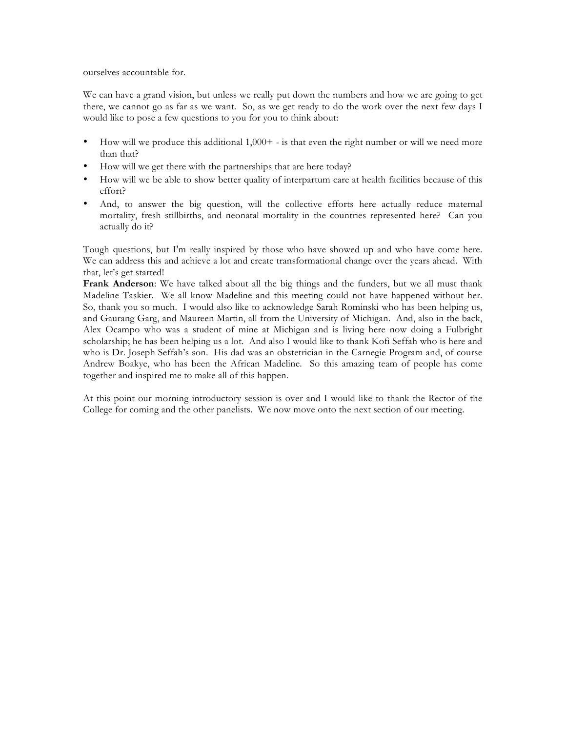ourselves accountable for.

We can have a grand vision, but unless we really put down the numbers and how we are going to get there, we cannot go as far as we want. So, as we get ready to do the work over the next few days I would like to pose a few questions to you for you to think about:

- How will we produce this additional 1,000+ - is that even the right number or will we need more than that?
- How will we get there with the partnerships that are here today?
- How will we be able to show better quality of interpartum care at health facilities because of this effort?
- And, to answer the big question, will the collective efforts here actually reduce maternal mortality, fresh stillbirths, and neonatal mortality in the countries represented here? Can you actually do it?

Tough questions, but I'm really inspired by those who have showed up and who have come here. We can address this and achieve a lot and create transformational change over the years ahead. With that, let's get started!

**Frank Anderson**: We have talked about all the big things and the funders, but we all must thank Madeline Taskier. We all know Madeline and this meeting could not have happened without her. So, thank you so much. I would also like to acknowledge Sarah Rominski who has been helping us, and Gaurang Garg, and Maureen Martin, all from the University of Michigan. And, also in the back, Alex Ocampo who was a student of mine at Michigan and is living here now doing a Fulbright scholarship; he has been helping us a lot. And also I would like to thank Kofi Seffah who is here and who is Dr. Joseph Seffah's son. His dad was an obstetrician in the Carnegie Program and, of course Andrew Boakye, who has been the African Madeline. So this amazing team of people has come together and inspired me to make all of this happen.

At this point our morning introductory session is over and I would like to thank the Rector of the College for coming and the other panelists. We now move onto the next section of our meeting.